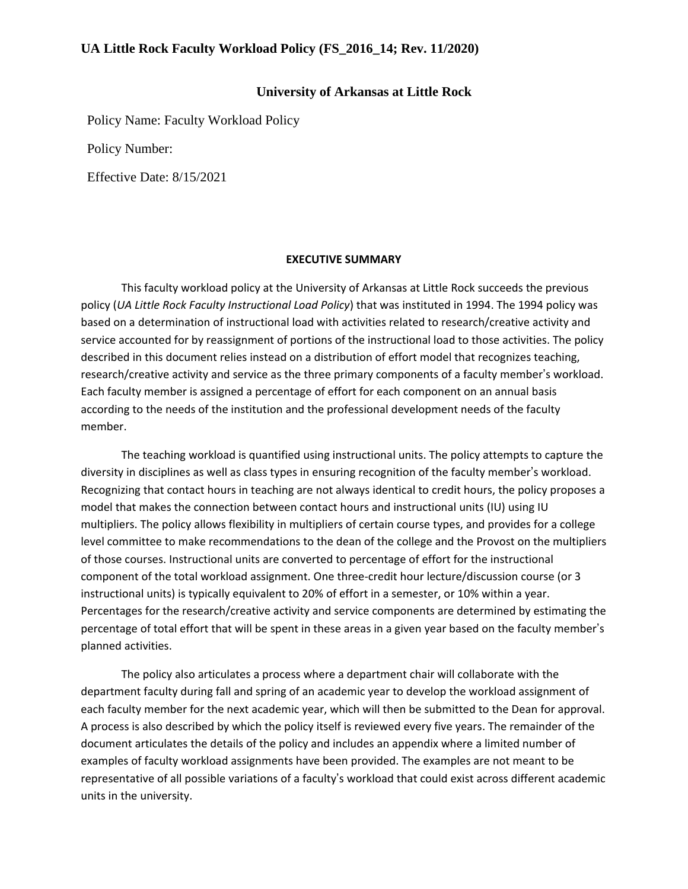# UA Little Rock Faculty Workload Policy (FS_2016_14; Rev. 11/2020)

## University of Arkansas at Little Rock

Policy Name: Faculty Workload Policy

Policy Number:

Effective Date: 8/15/2021

### EXECUTIVE SUMMARY

This faculty workload policy at the University of Arkansas at Little Rock succeeds the previous policy (*UA Little Rock Faculty Instructional Load Policy*) that was instituted in 1994. The 1994 policy was based on a determination of instructional load with activities related to research/creative activity and service accounted for by reassignment of portions of the instructional load to those activities. The policy described in this document relies instead on a distribution of effort model that recognizes teaching, research/creative activity and service as the three primary components of a faculty member's workload. Each faculty member is assigned a percentage of effort for each component on an annual basis according to the needs of the institution and the professional development needs of the faculty member.

The teaching workload is quantified using instructional units. The policy attempts to capture the diversity in disciplines as well as class types in ensuring recognition of the faculty member's workload. Recognizing that contact hours in teaching are not always identical to credit hours, the policy proposes a model that makes the connection between contact hours and instructional units (IU) using IU multipliers. The policy allows flexibility in multipliers of certain course types, and provides for a college level committee to make recommendations to the dean of the college and the Provost on the multipliers of those courses. Instructional units are converted to percentage of effort for the instructional component of the total workload assignment. One three-credit hour lecture/discussion course (or 3 instructional units) is typically equivalent to 20% of effort in a semester, or 10% within a year. Percentages for the research/creative activity and service components are determined by estimating the percentage of total effort that will be spent in these areas in a given year based on the faculty member's planned activities.

The policy also articulates a process where a department chair will collaborate with the department faculty during fall and spring of an academic year to develop the workload assignment of each faculty member for the next academic year, which will then be submitted to the Dean for approval. A process is also described by which the policy itself is reviewed every five years. The remainder of the document articulates the details of the policy and includes an appendix where a limited number of examples of faculty workload assignments have been provided. The examples are not meant to be representative of all possible variations of a faculty's workload that could exist across different academic units in the university.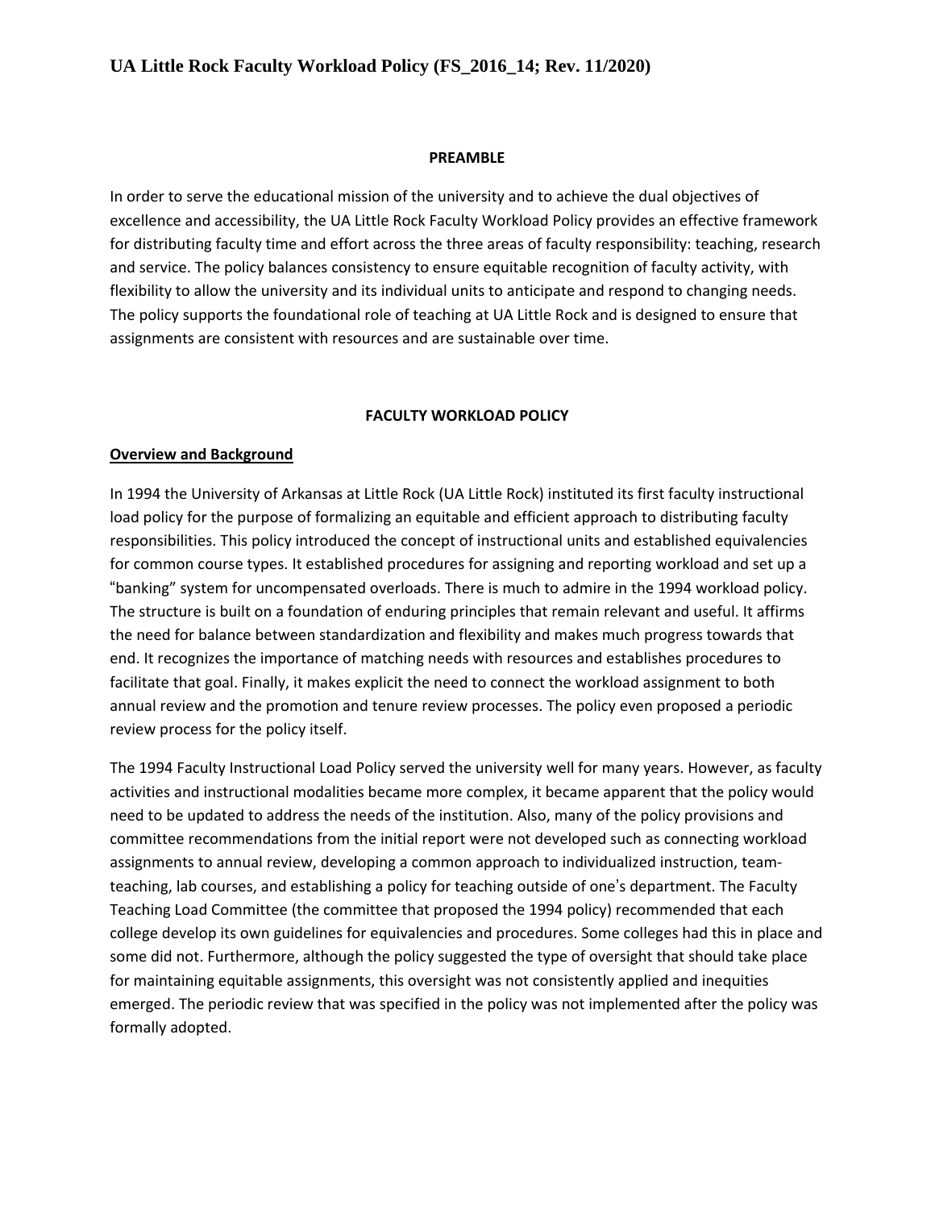# UA Little Rock Faculty Workload Policy (FS_2016_14; Rev. 11/2020)

**PREAMBLE**

In order to serve the educational mission of the university and to achieve the dual objectives of excellence and accessibility, the UA Little Rock Faculty Workload Policy provides an effective framework for distributing faculty time and effort across the three areas of faculty responsibility: teaching, research and service. The policy balances consistency to ensure equitable recognition of faculty activity, with flexibility to allow the university and its individual units to anticipate and respond to changing needs. The policy supports the foundational role of teaching at UA Little Rock and is designed to ensure that assignments are consistent with resources and are sustainable over time.

**FACULTY WORKLOAD POLICY**

**Overview and Background**

In 1994 the University of Arkansas at Little Rock (UA Little Rock) instituted its first faculty instructional load policy for the purpose of formalizing an equitable and efficient approach to distributing faculty responsibilities. This policy introduced the concept of instructional units and established equivalencies for common course types. It established procedures for assigning and reporting workload and set up a "banking" system for uncompensated overloads. There is much to admire in the 1994 workload policy. The structure is built on a foundation of enduring principles that remain relevant and useful. It affirms the need for balance between standardization and flexibility and makes much progress towards that end. It recognizes the importance of matching needs with resources and establishes procedures to facilitate that goal. Finally, it makes explicit the need to connect the workload assignment to both annual review and the promotion and tenure review processes. The policy even proposed a periodic review process for the policy itself.

The 1994 Faculty Instructional Load Policy served the university well for many years. However, as faculty activities and instructional modalities became more complex, it became apparent that the policy would need to be updated to address the needs of the institution. Also, many of the policy provisions and committee recommendations from the initial report were not developed such as connecting workload assignments to annual review, developing a common approach to individualized instruction, team-teaching, lab courses, and establishing a policy for teaching outside of one's department. The Faculty Teaching Load Committee (the committee that proposed the 1994 policy) recommended that each college develop its own guidelines for equivalencies and procedures. Some colleges had this in place and some did not. Furthermore, although the policy suggested the type of oversight that should take place for maintaining equitable assignments, this oversight was not consistently applied and inequities emerged. The periodic review that was specified in the policy was not implemented after the policy was formally adopted.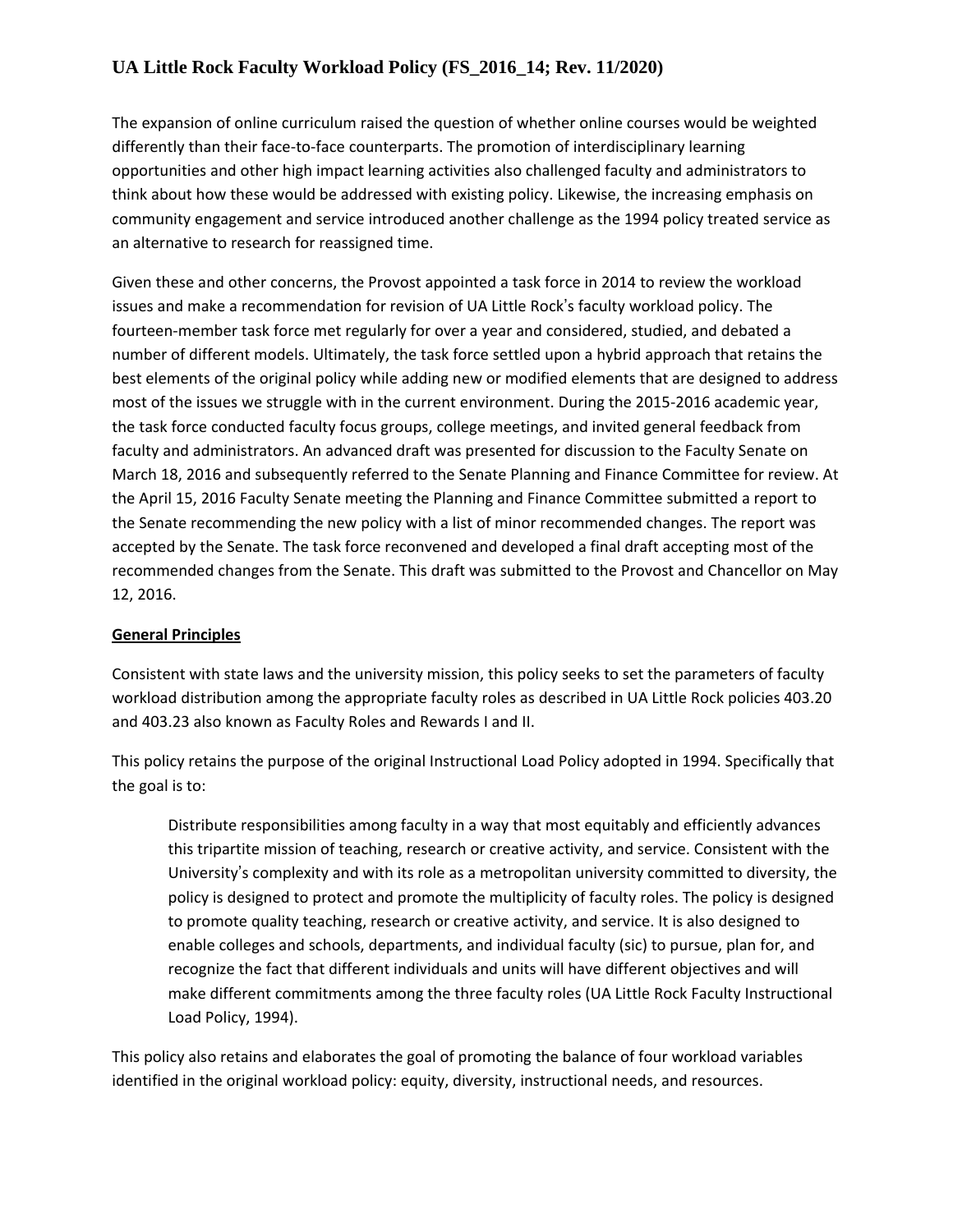The expansion of online curriculum raised the question of whether online courses would be weighted differently than their face-to-face counterparts. The promotion of interdisciplinary learning opportunities and other high impact learning activities also challenged faculty and administrators to think about how these would be addressed with existing policy. Likewise, the increasing emphasis on community engagement and service introduced another challenge as the 1994 policy treated service as an alternative to research for reassigned time.

Given these and other concerns, the Provost appointed a task force in 2014 to review the workload issues and make a recommendation for revision of UA Little Rock's faculty workload policy. The fourteen-member task force met regularly for over a year and considered, studied, and debated a number of different models. Ultimately, the task force settled upon a hybrid approach that retains the best elements of the original policy while adding new or modified elements that are designed to address most of the issues we struggle with in the current environment. During the 2015-2016 academic year, the task force conducted faculty focus groups, college meetings, and invited general feedback from faculty and administrators. An advanced draft was presented for discussion to the Faculty Senate on March 18, 2016 and subsequently referred to the Senate Planning and Finance Committee for review. At the April 15, 2016 Faculty Senate meeting the Planning and Finance Committee submitted a report to the Senate recommending the new policy with a list of minor recommended changes. The report was accepted by the Senate. The task force reconvened and developed a final draft accepting most of the recommended changes from the Senate. This draft was submitted to the Provost and Chancellor on May 12, 2016.

## General Principles

Consistent with state laws and the university mission, this policy seeks to set the parameters of faculty workload distribution among the appropriate faculty roles as described in UA Little Rock policies 403.20 and 403.23 also known as Faculty Roles and Rewards I and II.

This policy retains the purpose of the original Instructional Load Policy adopted in 1994. Specifically that the goal is to:

> Distribute responsibilities among faculty in a way that most equitably and efficiently advances this tripartite mission of teaching, research or creative activity, and service. Consistent with the University's complexity and with its role as a metropolitan university committed to diversity, the policy is designed to protect and promote the multiplicity of faculty roles. The policy is designed to promote quality teaching, research or creative activity, and service. It is also designed to enable colleges and schools, departments, and individual faculty (sic) to pursue, plan for, and recognize the fact that different individuals and units will have different objectives and will make different commitments among the three faculty roles (UA Little Rock Faculty Instructional Load Policy, 1994).

This policy also retains and elaborates the goal of promoting the balance of four workload variables identified in the original workload policy: equity, diversity, instructional needs, and resources.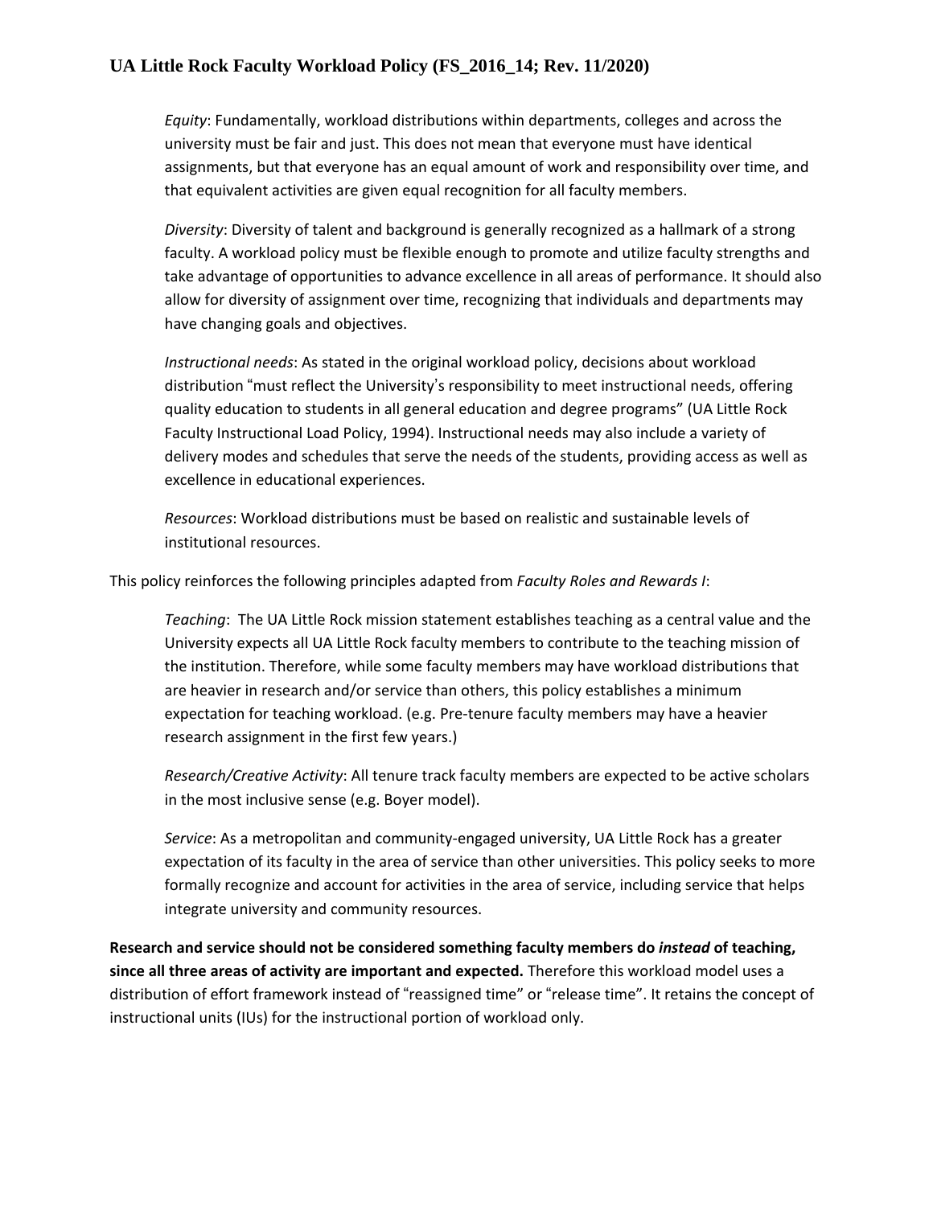*Equity*: Fundamentally, workload distributions within departments, colleges and across the university must be fair and just. This does not mean that everyone must have identical assignments, but that everyone has an equal amount of work and responsibility over time, and that equivalent activities are given equal recognition for all faculty members.

*Diversity*: Diversity of talent and background is generally recognized as a hallmark of a strong faculty. A workload policy must be flexible enough to promote and utilize faculty strengths and take advantage of opportunities to advance excellence in all areas of performance. It should also allow for diversity of assignment over time, recognizing that individuals and departments may have changing goals and objectives.

*Instructional needs*: As stated in the original workload policy, decisions about workload distribution "must reflect the University's responsibility to meet instructional needs, offering quality education to students in all general education and degree programs" (UA Little Rock Faculty Instructional Load Policy, 1994). Instructional needs may also include a variety of delivery modes and schedules that serve the needs of the students, providing access as well as excellence in educational experiences.

*Resources*: Workload distributions must be based on realistic and sustainable levels of institutional resources.

This policy reinforces the following principles adapted from *Faculty Roles and Rewards I*:

*Teaching*: The UA Little Rock mission statement establishes teaching as a central value and the University expects all UA Little Rock faculty members to contribute to the teaching mission of the institution. Therefore, while some faculty members may have workload distributions that are heavier in research and/or service than others, this policy establishes a minimum expectation for teaching workload. (e.g. Pre-tenure faculty members may have a heavier research assignment in the first few years.)

*Research/Creative Activity*: All tenure track faculty members are expected to be active scholars in the most inclusive sense (e.g. Boyer model).

*Service*: As a metropolitan and community-engaged university, UA Little Rock has a greater expectation of its faculty in the area of service than other universities. This policy seeks to more formally recognize and account for activities in the area of service, including service that helps integrate university and community resources.

**Research and service should not be considered something faculty members do *instead* of teaching, since all three areas of activity are important and expected.** Therefore this workload model uses a distribution of effort framework instead of "reassigned time" or "release time". It retains the concept of instructional units (IUs) for the instructional portion of workload only.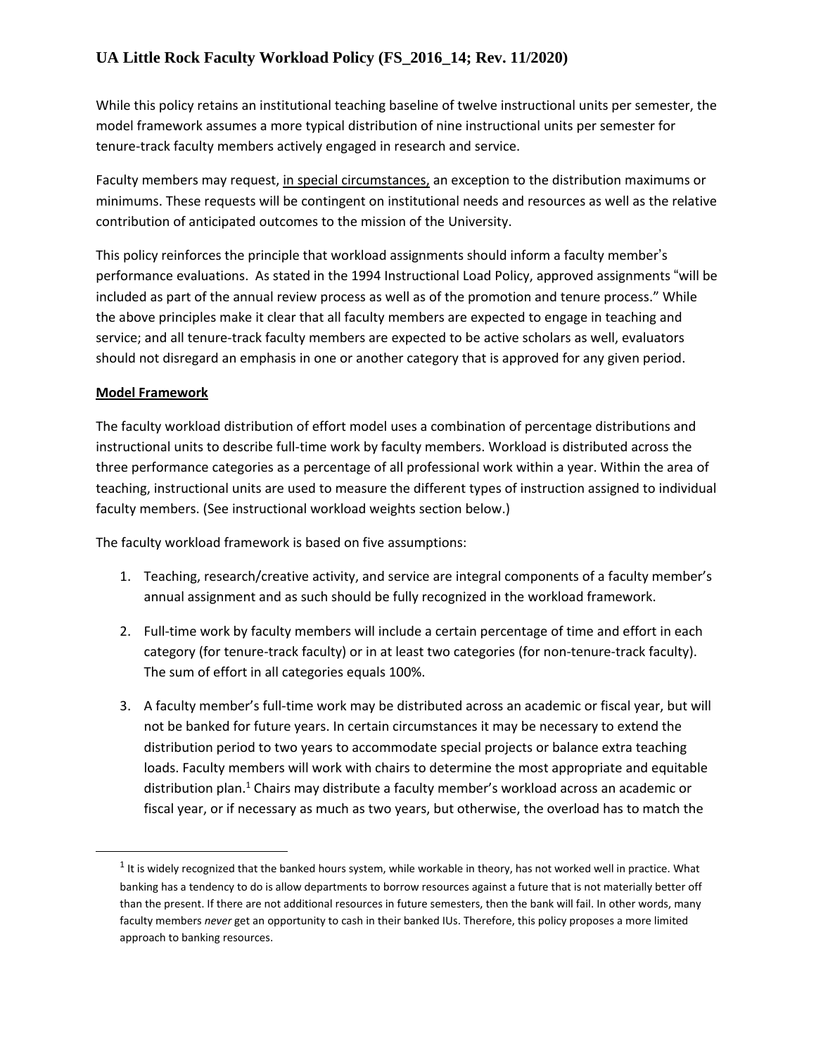While this policy retains an institutional teaching baseline of twelve instructional units per semester, the model framework assumes a more typical distribution of nine instructional units per semester for tenure-track faculty members actively engaged in research and service.

Faculty members may request, <u>in special circumstances,</u> an exception to the distribution maximums or minimums. These requests will be contingent on institutional needs and resources as well as the relative contribution of anticipated outcomes to the mission of the University.

This policy reinforces the principle that workload assignments should inform a faculty member's performance evaluations. As stated in the 1994 Instructional Load Policy, approved assignments "will be included as part of the annual review process as well as of the promotion and tenure process." While the above principles make it clear that all faculty members are expected to engage in teaching and service; and all tenure-track faculty members are expected to be active scholars as well, evaluators should not disregard an emphasis in one or another category that is approved for any given period.

**Model Framework**

The faculty workload distribution of effort model uses a combination of percentage distributions and instructional units to describe full-time work by faculty members. Workload is distributed across the three performance categories as a percentage of all professional work within a year. Within the area of teaching, instructional units are used to measure the different types of instruction assigned to individual faculty members. (See instructional workload weights section below.)

The faculty workload framework is based on five assumptions:

1. Teaching, research/creative activity, and service are integral components of a faculty member's annual assignment and as such should be fully recognized in the workload framework.

2. Full-time work by faculty members will include a certain percentage of time and effort in each category (for tenure-track faculty) or in at least two categories (for non-tenure-track faculty). The sum of effort in all categories equals 100%.

3. A faculty member's full-time work may be distributed across an academic or fiscal year, but will not be banked for future years. In certain circumstances it may be necessary to extend the distribution period to two years to accommodate special projects or balance extra teaching loads. Faculty members will work with chairs to determine the most appropriate and equitable distribution plan.[1] Chairs may distribute a faculty member's workload across an academic or fiscal year, or if necessary as much as two years, but otherwise, the overload has to match the

[1] It is widely recognized that the banked hours system, while workable in theory, has not worked well in practice. What banking has a tendency to do is allow departments to borrow resources against a future that is not materially better off than the present. If there are not additional resources in future semesters, then the bank will fail. In other words, many faculty members *never* get an opportunity to cash in their banked IUs. Therefore, this policy proposes a more limited approach to banking resources.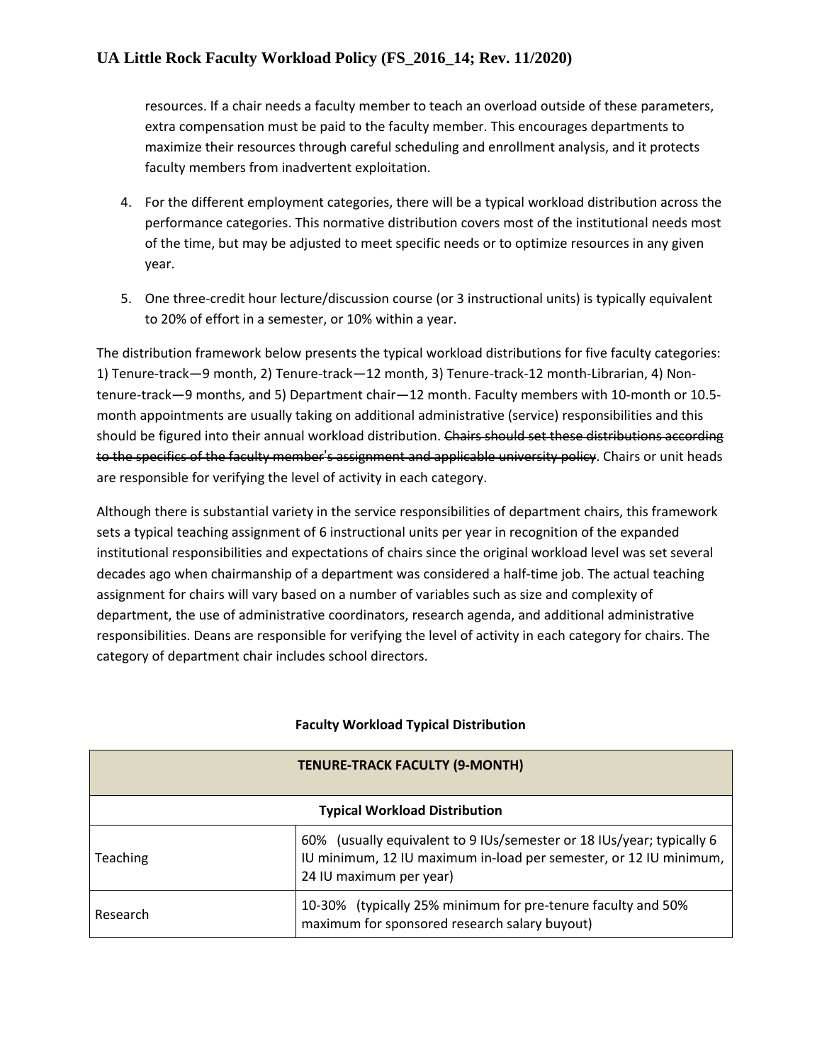resources. If a chair needs a faculty member to teach an overload outside of these parameters, extra compensation must be paid to the faculty member. This encourages departments to maximize their resources through careful scheduling and enrollment analysis, and it protects faculty members from inadvertent exploitation.

4. For the different employment categories, there will be a typical workload distribution across the performance categories. This normative distribution covers most of the institutional needs most of the time, but may be adjusted to meet specific needs or to optimize resources in any given year.

5. One three-credit hour lecture/discussion course (or 3 instructional units) is typically equivalent to 20% of effort in a semester, or 10% within a year.

The distribution framework below presents the typical workload distributions for five faculty categories: 1) Tenure-track—9 month, 2) Tenure-track—12 month, 3) Tenure-track-12 month-Librarian, 4) Non-tenure-track—9 months, and 5) Department chair—12 month. Faculty members with 10-month or 10.5-month appointments are usually taking on additional administrative (service) responsibilities and this should be figured into their annual workload distribution. ~~Chairs should set these distributions according to the specifics of the faculty member's assignment and applicable university policy~~. Chairs or unit heads are responsible for verifying the level of activity in each category.

Although there is substantial variety in the service responsibilities of department chairs, this framework sets a typical teaching assignment of 6 instructional units per year in recognition of the expanded institutional responsibilities and expectations of chairs since the original workload level was set several decades ago when chairmanship of a department was considered a half-time job. The actual teaching assignment for chairs will vary based on a number of variables such as size and complexity of department, the use of administrative coordinators, research agenda, and additional administrative responsibilities. Deans are responsible for verifying the level of activity in each category for chairs. The category of department chair includes school directors.

**Faculty Workload Typical Distribution**

| **TENURE-TRACK FACULTY (9-MONTH)** | |
|---|---|
| **Typical Workload Distribution** | |
| Teaching | 60% (usually equivalent to 9 IUs/semester or 18 IUs/year; typically 6 IU minimum, 12 IU maximum in-load per semester, or 12 IU minimum, 24 IU maximum per year) |
| Research | 10-30% (typically 25% minimum for pre-tenure faculty and 50% maximum for sponsored research salary buyout) |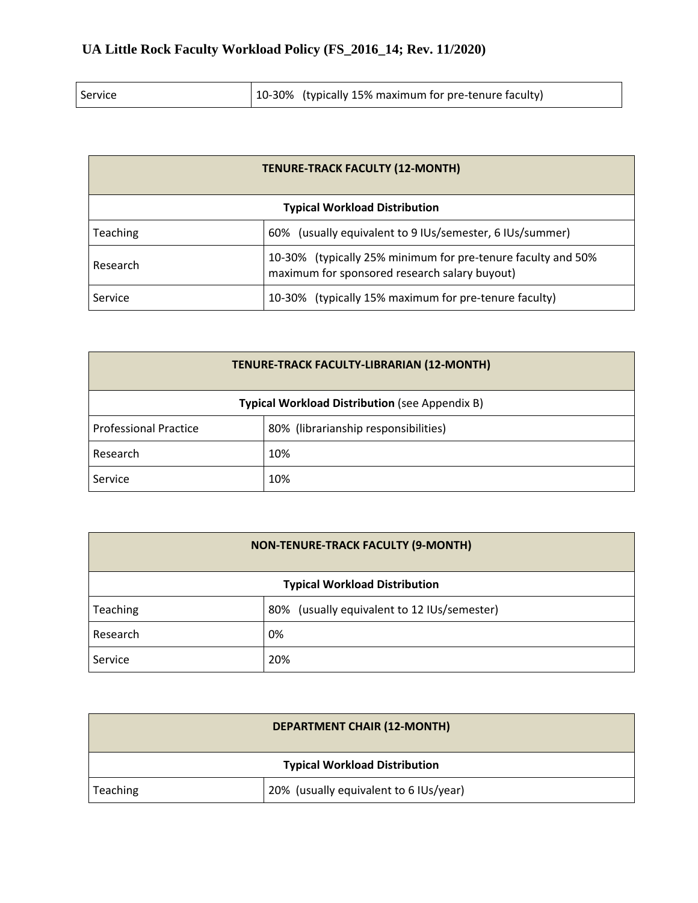| Service | 10-30% (typically 15% maximum for pre-tenure faculty) |
|---|---|

| TENURE-TRACK FACULTY (12-MONTH) | |
|---|---|
| **Typical Workload Distribution** | |
| Teaching | 60% (usually equivalent to 9 IUs/semester, 6 IUs/summer) |
| Research | 10-30% (typically 25% minimum for pre-tenure faculty and 50% maximum for sponsored research salary buyout) |
| Service | 10-30% (typically 15% maximum for pre-tenure faculty) |

| TENURE-TRACK FACULTY-LIBRARIAN (12-MONTH) | |
|---|---|
| **Typical Workload Distribution** (see Appendix B) | |
| Professional Practice | 80% (librarianship responsibilities) |
| Research | 10% |
| Service | 10% |

| NON-TENURE-TRACK FACULTY (9-MONTH) | |
|---|---|
| **Typical Workload Distribution** | |
| Teaching | 80% (usually equivalent to 12 IUs/semester) |
| Research | 0% |
| Service | 20% |

| DEPARTMENT CHAIR (12-MONTH) | |
|---|---|
| **Typical Workload Distribution** | |
| Teaching | 20% (usually equivalent to 6 IUs/year) |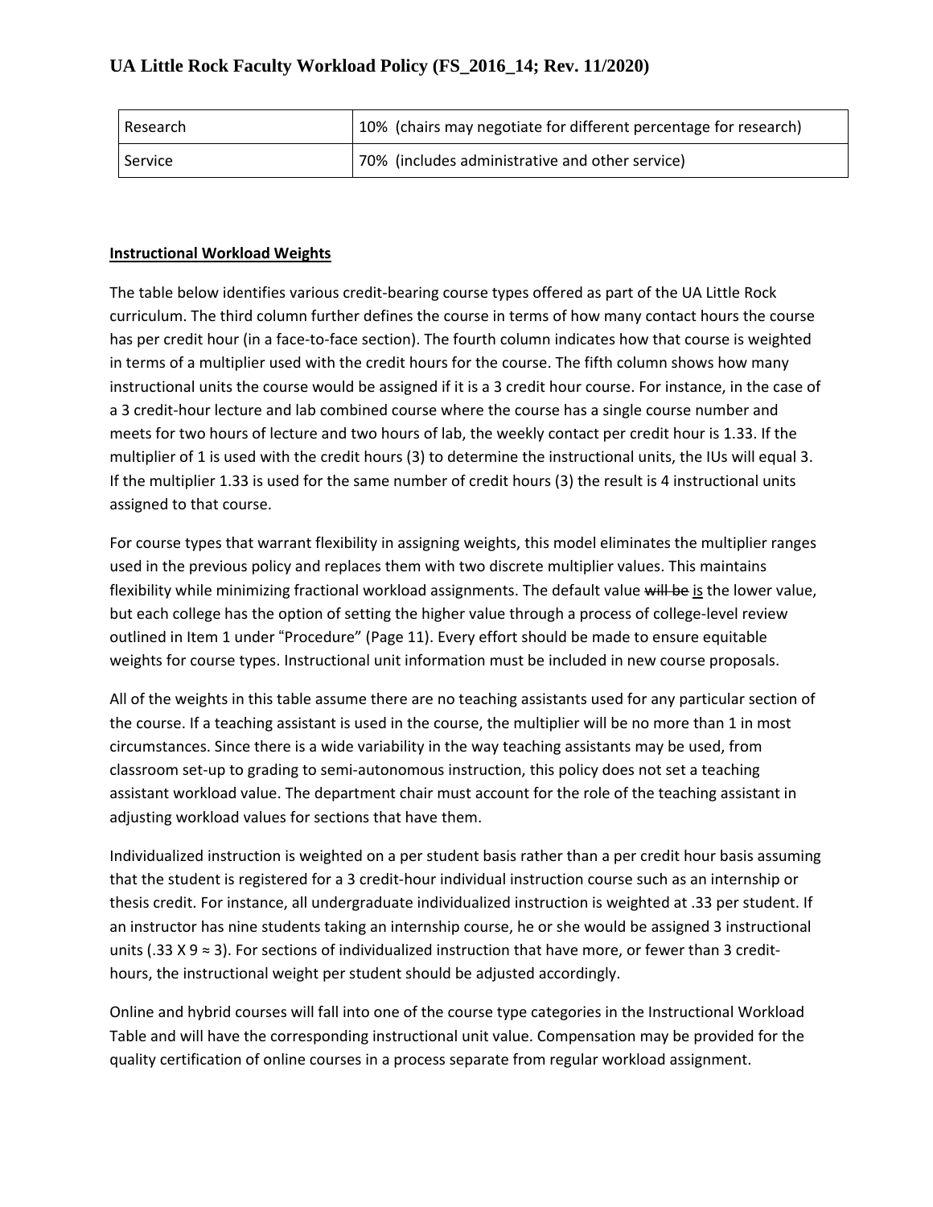| Research | 10% (chairs may negotiate for different percentage for research) |
|---|---|
| Service | 70% (includes administrative and other service) |

**Instructional Workload Weights**

The table below identifies various credit-bearing course types offered as part of the UA Little Rock curriculum. The third column further defines the course in terms of how many contact hours the course has per credit hour (in a face-to-face section). The fourth column indicates how that course is weighted in terms of a multiplier used with the credit hours for the course. The fifth column shows how many instructional units the course would be assigned if it is a 3 credit hour course. For instance, in the case of a 3 credit-hour lecture and lab combined course where the course has a single course number and meets for two hours of lecture and two hours of lab, the weekly contact per credit hour is 1.33. If the multiplier of 1 is used with the credit hours (3) to determine the instructional units, the IUs will equal 3. If the multiplier 1.33 is used for the same number of credit hours (3) the result is 4 instructional units assigned to that course.

For course types that warrant flexibility in assigning weights, this model eliminates the multiplier ranges used in the previous policy and replaces them with two discrete multiplier values. This maintains flexibility while minimizing fractional workload assignments. The default value ~~will be~~ is the lower value, but each college has the option of setting the higher value through a process of college-level review outlined in Item 1 under "Procedure" (Page 11). Every effort should be made to ensure equitable weights for course types. Instructional unit information must be included in new course proposals.

All of the weights in this table assume there are no teaching assistants used for any particular section of the course. If a teaching assistant is used in the course, the multiplier will be no more than 1 in most circumstances. Since there is a wide variability in the way teaching assistants may be used, from classroom set-up to grading to semi-autonomous instruction, this policy does not set a teaching assistant workload value. The department chair must account for the role of the teaching assistant in adjusting workload values for sections that have them.

Individualized instruction is weighted on a per student basis rather than a per credit hour basis assuming that the student is registered for a 3 credit-hour individual instruction course such as an internship or thesis credit. For instance, all undergraduate individualized instruction is weighted at .33 per student. If an instructor has nine students taking an internship course, he or she would be assigned 3 instructional units (.33 X 9 ≈ 3). For sections of individualized instruction that have more, or fewer than 3 credit-hours, the instructional weight per student should be adjusted accordingly.

Online and hybrid courses will fall into one of the course type categories in the Instructional Workload Table and will have the corresponding instructional unit value. Compensation may be provided for the quality certification of online courses in a process separate from regular workload assignment.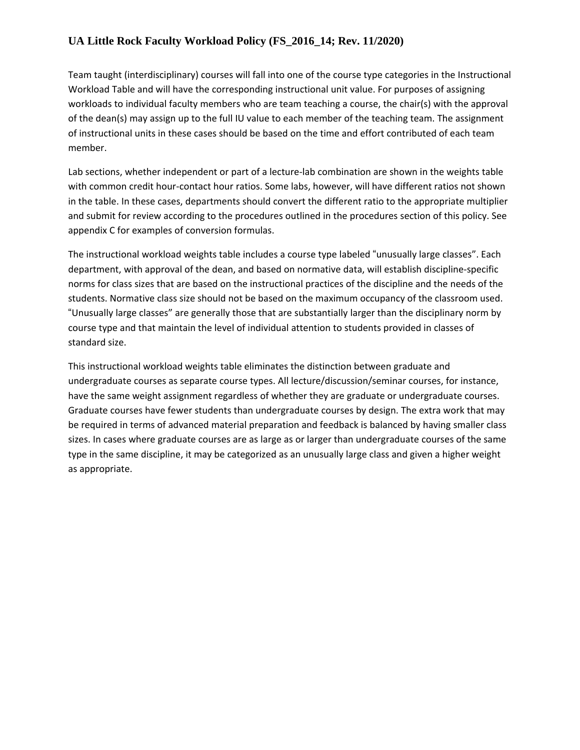Team taught (interdisciplinary) courses will fall into one of the course type categories in the Instructional Workload Table and will have the corresponding instructional unit value. For purposes of assigning workloads to individual faculty members who are team teaching a course, the chair(s) with the approval of the dean(s) may assign up to the full IU value to each member of the teaching team. The assignment of instructional units in these cases should be based on the time and effort contributed of each team member.

Lab sections, whether independent or part of a lecture-lab combination are shown in the weights table with common credit hour-contact hour ratios. Some labs, however, will have different ratios not shown in the table. In these cases, departments should convert the different ratio to the appropriate multiplier and submit for review according to the procedures outlined in the procedures section of this policy. See appendix C for examples of conversion formulas.

The instructional workload weights table includes a course type labeled "unusually large classes". Each department, with approval of the dean, and based on normative data, will establish discipline-specific norms for class sizes that are based on the instructional practices of the discipline and the needs of the students. Normative class size should not be based on the maximum occupancy of the classroom used. "Unusually large classes" are generally those that are substantially larger than the disciplinary norm by course type and that maintain the level of individual attention to students provided in classes of standard size.

This instructional workload weights table eliminates the distinction between graduate and undergraduate courses as separate course types. All lecture/discussion/seminar courses, for instance, have the same weight assignment regardless of whether they are graduate or undergraduate courses. Graduate courses have fewer students than undergraduate courses by design. The extra work that may be required in terms of advanced material preparation and feedback is balanced by having smaller class sizes. In cases where graduate courses are as large as or larger than undergraduate courses of the same type in the same discipline, it may be categorized as an unusually large class and given a higher weight as appropriate.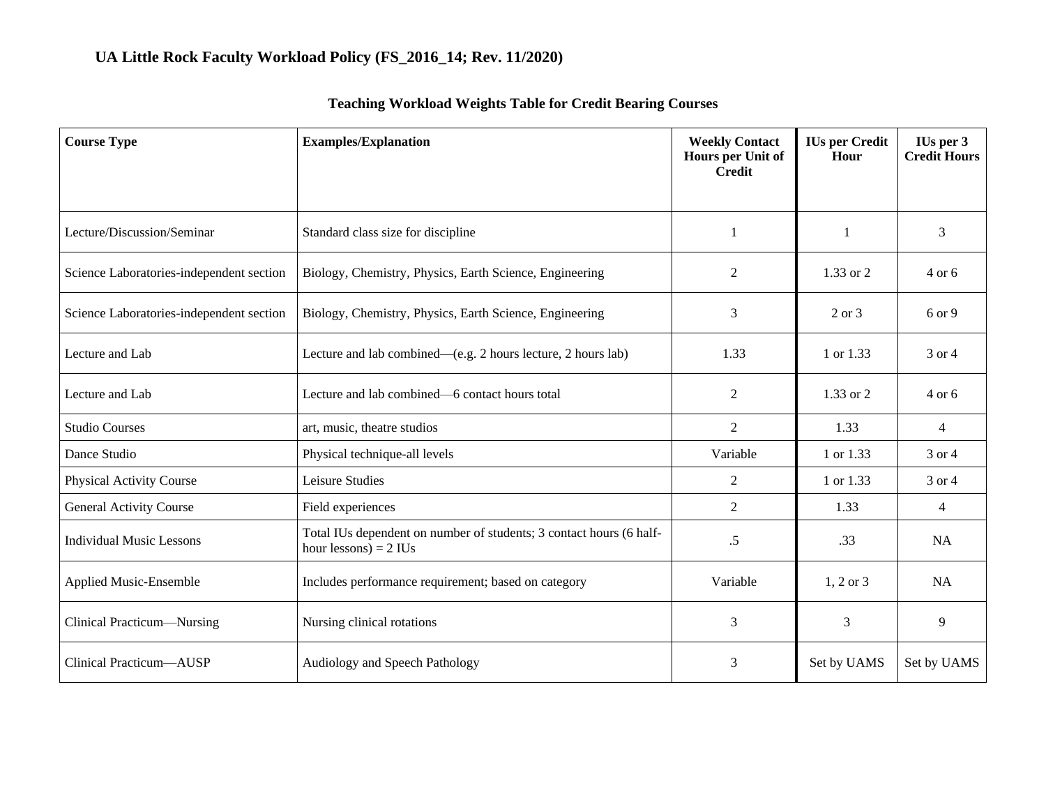# UA Little Rock Faculty Workload Policy (FS_2016_14; Rev. 11/2020)

## Teaching Workload Weights Table for Credit Bearing Courses

| Course Type | Examples/Explanation | Weekly Contact Hours per Unit of Credit | IUs per Credit Hour | IUs per 3 Credit Hours |
|---|---|---|---|---|
| Lecture/Discussion/Seminar | Standard class size for discipline | 1 | 1 | 3 |
| Science Laboratories-independent section | Biology, Chemistry, Physics, Earth Science, Engineering | 2 | 1.33 or 2 | 4 or 6 |
| Science Laboratories-independent section | Biology, Chemistry, Physics, Earth Science, Engineering | 3 | 2 or 3 | 6 or 9 |
| Lecture and Lab | Lecture and lab combined—(e.g. 2 hours lecture, 2 hours lab) | 1.33 | 1 or 1.33 | 3 or 4 |
| Lecture and Lab | Lecture and lab combined—6 contact hours total | 2 | 1.33 or 2 | 4 or 6 |
| Studio Courses | art, music, theatre studios | 2 | 1.33 | 4 |
| Dance Studio | Physical technique-all levels | Variable | 1 or 1.33 | 3 or 4 |
| Physical Activity Course | Leisure Studies | 2 | 1 or 1.33 | 3 or 4 |
| General Activity Course | Field experiences | 2 | 1.33 | 4 |
| Individual Music Lessons | Total IUs dependent on number of students; 3 contact hours (6 half-hour lessons) = 2 IUs | .5 | .33 | NA |
| Applied Music-Ensemble | Includes performance requirement; based on category | Variable | 1, 2 or 3 | NA |
| Clinical Practicum—Nursing | Nursing clinical rotations | 3 | 3 | 9 |
| Clinical Practicum—AUSP | Audiology and Speech Pathology | 3 | Set by UAMS | Set by UAMS |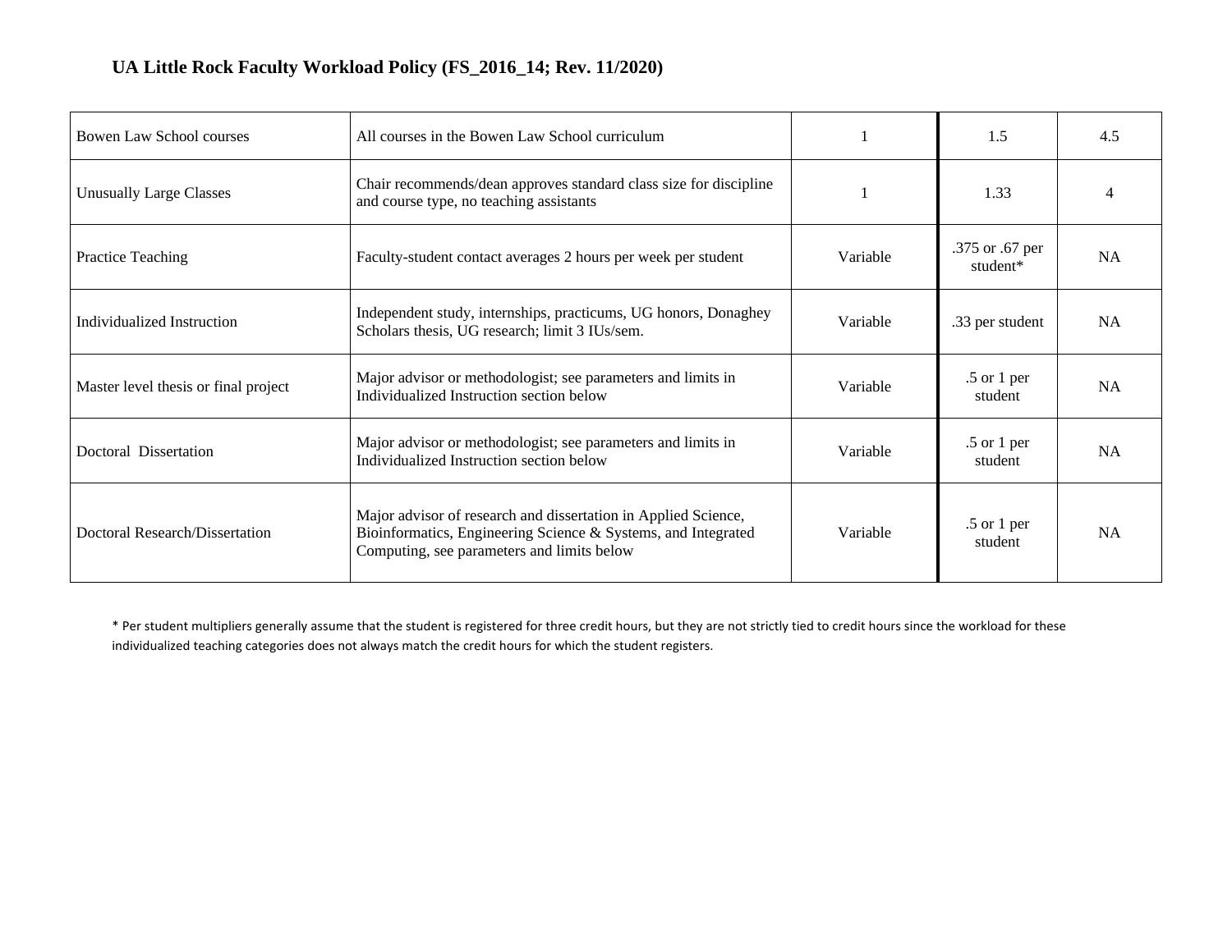**UA Little Rock Faculty Workload Policy (FS_2016_14; Rev. 11/2020)**

| | | | | |
|---|---|---|---|---|
| Bowen Law School courses | All courses in the Bowen Law School curriculum | 1 | 1.5 | 4.5 |
| Unusually Large Classes | Chair recommends/dean approves standard class size for discipline and course type, no teaching assistants | 1 | 1.33 | 4 |
| Practice Teaching | Faculty-student contact averages 2 hours per week per student | Variable | .375 or .67 per student* | NA |
| Individualized Instruction | Independent study, internships, practicums, UG honors, Donaghey Scholars thesis, UG research; limit 3 IUs/sem. | Variable | .33 per student | NA |
| Master level thesis or final project | Major advisor or methodologist; see parameters and limits in Individualized Instruction section below | Variable | .5 or 1 per student | NA |
| Doctoral Dissertation | Major advisor or methodologist; see parameters and limits in Individualized Instruction section below | Variable | .5 or 1 per student | NA |
| Doctoral Research/Dissertation | Major advisor of research and dissertation in Applied Science, Bioinformatics, Engineering Science & Systems, and Integrated Computing, see parameters and limits below | Variable | .5 or 1 per student | NA |

* Per student multipliers generally assume that the student is registered for three credit hours, but they are not strictly tied to credit hours since the workload for these individualized teaching categories does not always match the credit hours for which the student registers.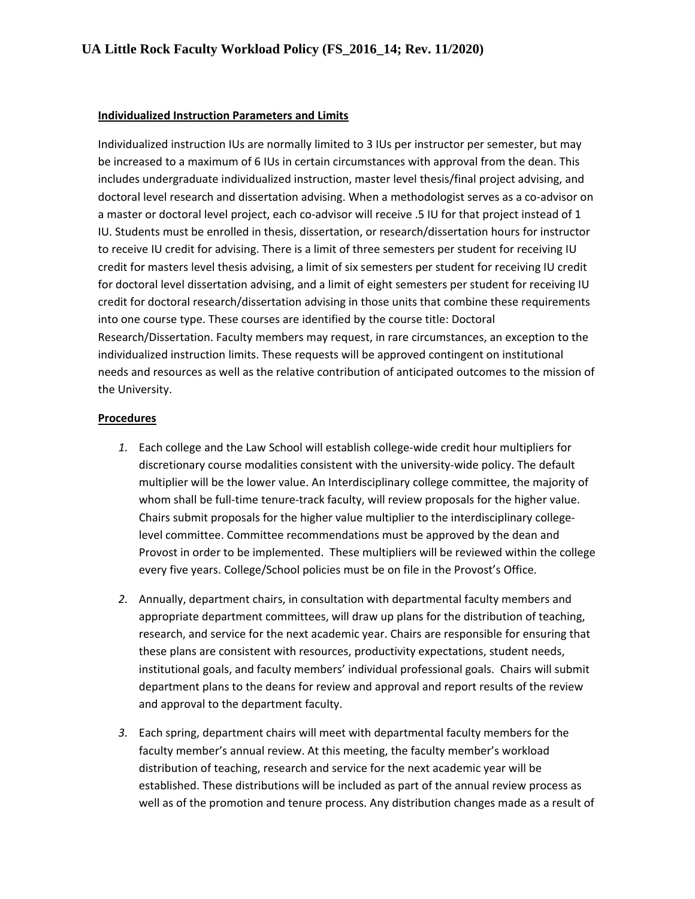**Individualized Instruction Parameters and Limits**

Individualized instruction IUs are normally limited to 3 IUs per instructor per semester, but may be increased to a maximum of 6 IUs in certain circumstances with approval from the dean. This includes undergraduate individualized instruction, master level thesis/final project advising, and doctoral level research and dissertation advising. When a methodologist serves as a co-advisor on a master or doctoral level project, each co-advisor will receive .5 IU for that project instead of 1 IU. Students must be enrolled in thesis, dissertation, or research/dissertation hours for instructor to receive IU credit for advising. There is a limit of three semesters per student for receiving IU credit for masters level thesis advising, a limit of six semesters per student for receiving IU credit for doctoral level dissertation advising, and a limit of eight semesters per student for receiving IU credit for doctoral research/dissertation advising in those units that combine these requirements into one course type. These courses are identified by the course title: Doctoral Research/Dissertation. Faculty members may request, in rare circumstances, an exception to the individualized instruction limits. These requests will be approved contingent on institutional needs and resources as well as the relative contribution of anticipated outcomes to the mission of the University.

**Procedures**

1. Each college and the Law School will establish college-wide credit hour multipliers for discretionary course modalities consistent with the university-wide policy. The default multiplier will be the lower value. An Interdisciplinary college committee, the majority of whom shall be full-time tenure-track faculty, will review proposals for the higher value. Chairs submit proposals for the higher value multiplier to the interdisciplinary college-level committee. Committee recommendations must be approved by the dean and Provost in order to be implemented. These multipliers will be reviewed within the college every five years. College/School policies must be on file in the Provost's Office.

2. Annually, department chairs, in consultation with departmental faculty members and appropriate department committees, will draw up plans for the distribution of teaching, research, and service for the next academic year. Chairs are responsible for ensuring that these plans are consistent with resources, productivity expectations, student needs, institutional goals, and faculty members' individual professional goals. Chairs will submit department plans to the deans for review and approval and report results of the review and approval to the department faculty.

3. Each spring, department chairs will meet with departmental faculty members for the faculty member's annual review. At this meeting, the faculty member's workload distribution of teaching, research and service for the next academic year will be established. These distributions will be included as part of the annual review process as well as of the promotion and tenure process. Any distribution changes made as a result of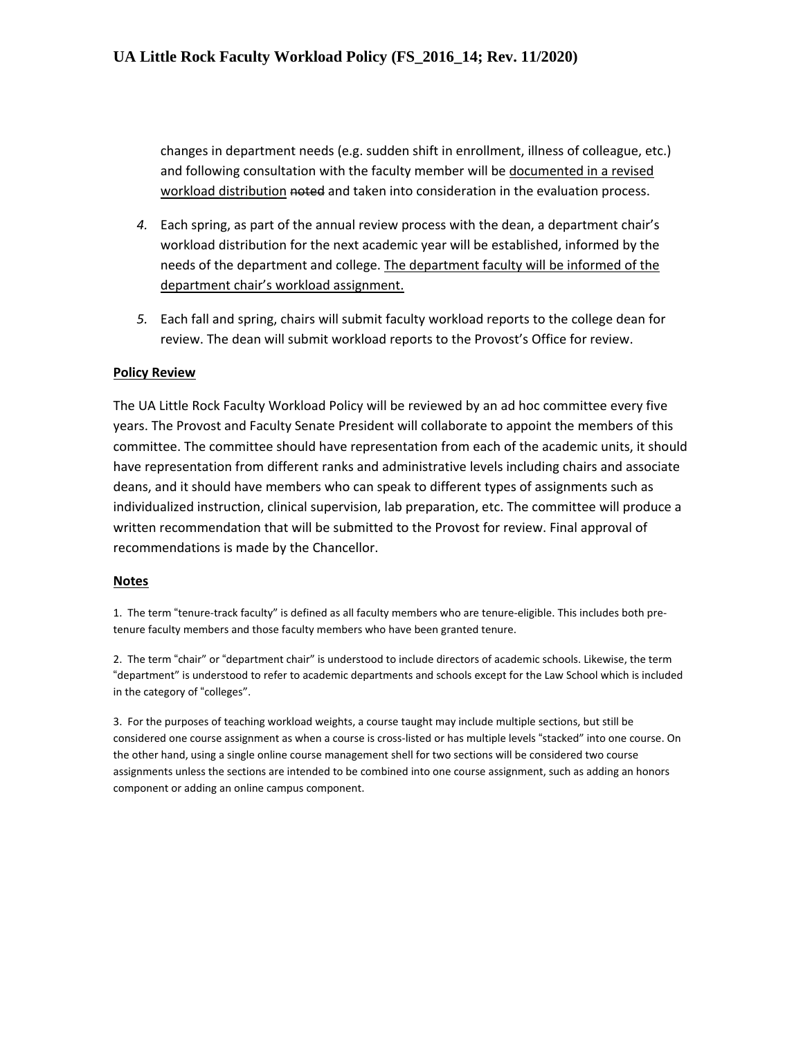changes in department needs (e.g. sudden shift in enrollment, illness of colleague, etc.) and following consultation with the faculty member will be <u>documented in a revised workload distribution</u> ~~noted~~ and taken into consideration in the evaluation process.

4. Each spring, as part of the annual review process with the dean, a department chair's workload distribution for the next academic year will be established, informed by the needs of the department and college. <u>The department faculty will be informed of the department chair's workload assignment.</u>

5. Each fall and spring, chairs will submit faculty workload reports to the college dean for review. The dean will submit workload reports to the Provost's Office for review.

**<u>Policy Review</u>**

The UA Little Rock Faculty Workload Policy will be reviewed by an ad hoc committee every five years. The Provost and Faculty Senate President will collaborate to appoint the members of this committee. The committee should have representation from each of the academic units, it should have representation from different ranks and administrative levels including chairs and associate deans, and it should have members who can speak to different types of assignments such as individualized instruction, clinical supervision, lab preparation, etc. The committee will produce a written recommendation that will be submitted to the Provost for review. Final approval of recommendations is made by the Chancellor.

**<u>Notes</u>**

1. The term "tenure-track faculty" is defined as all faculty members who are tenure-eligible. This includes both pre-tenure faculty members and those faculty members who have been granted tenure.

2. The term "chair" or "department chair" is understood to include directors of academic schools. Likewise, the term "department" is understood to refer to academic departments and schools except for the Law School which is included in the category of "colleges".

3. For the purposes of teaching workload weights, a course taught may include multiple sections, but still be considered one course assignment as when a course is cross-listed or has multiple levels "stacked" into one course. On the other hand, using a single online course management shell for two sections will be considered two course assignments unless the sections are intended to be combined into one course assignment, such as adding an honors component or adding an online campus component.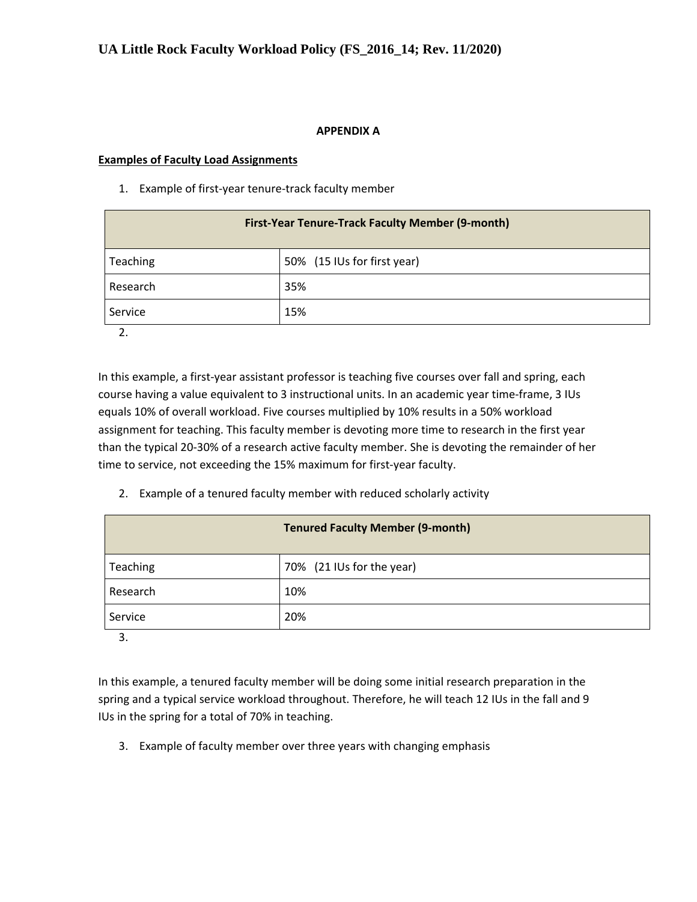**APPENDIX A**

**Examples of Faculty Load Assignments**

1. Example of first-year tenure-track faculty member

| First-Year Tenure-Track Faculty Member (9-month) | |
|---|---|
| Teaching | 50% (15 IUs for first year) |
| Research | 35% |
| Service | 15% |

2.

In this example, a first-year assistant professor is teaching five courses over fall and spring, each course having a value equivalent to 3 instructional units. In an academic year time-frame, 3 IUs equals 10% of overall workload. Five courses multiplied by 10% results in a 50% workload assignment for teaching. This faculty member is devoting more time to research in the first year than the typical 20-30% of a research active faculty member. She is devoting the remainder of her time to service, not exceeding the 15% maximum for first-year faculty.

2. Example of a tenured faculty member with reduced scholarly activity

| Tenured Faculty Member (9-month) | |
|---|---|
| Teaching | 70% (21 IUs for the year) |
| Research | 10% |
| Service | 20% |

3.

In this example, a tenured faculty member will be doing some initial research preparation in the spring and a typical service workload throughout. Therefore, he will teach 12 IUs in the fall and 9 IUs in the spring for a total of 70% in teaching.

3. Example of faculty member over three years with changing emphasis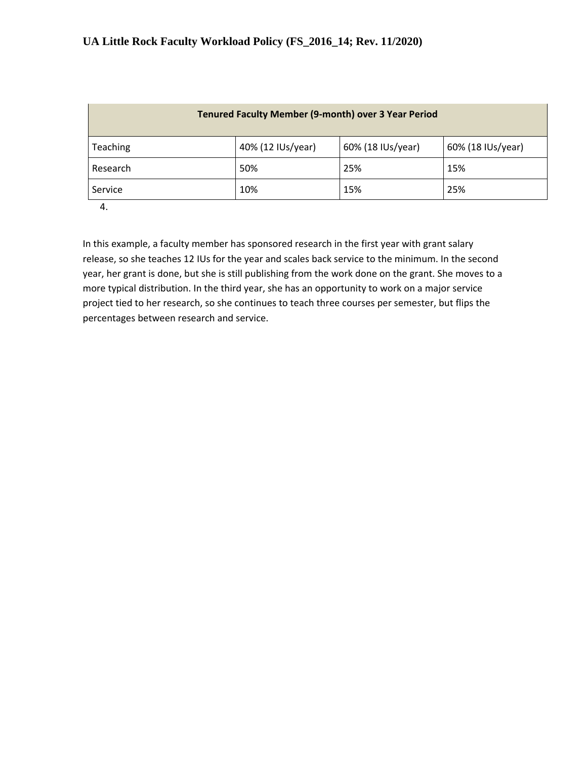| Tenured Faculty Member (9-month) over 3 Year Period | | | |
|---|---|---|---|
| Teaching | 40% (12 IUs/year) | 60% (18 IUs/year) | 60% (18 IUs/year) |
| Research | 50% | 25% | 15% |
| Service | 10% | 15% | 25% |

4.

In this example, a faculty member has sponsored research in the first year with grant salary release, so she teaches 12 IUs for the year and scales back service to the minimum. In the second year, her grant is done, but she is still publishing from the work done on the grant. She moves to a more typical distribution. In the third year, she has an opportunity to work on a major service project tied to her research, so she continues to teach three courses per semester, but flips the percentages between research and service.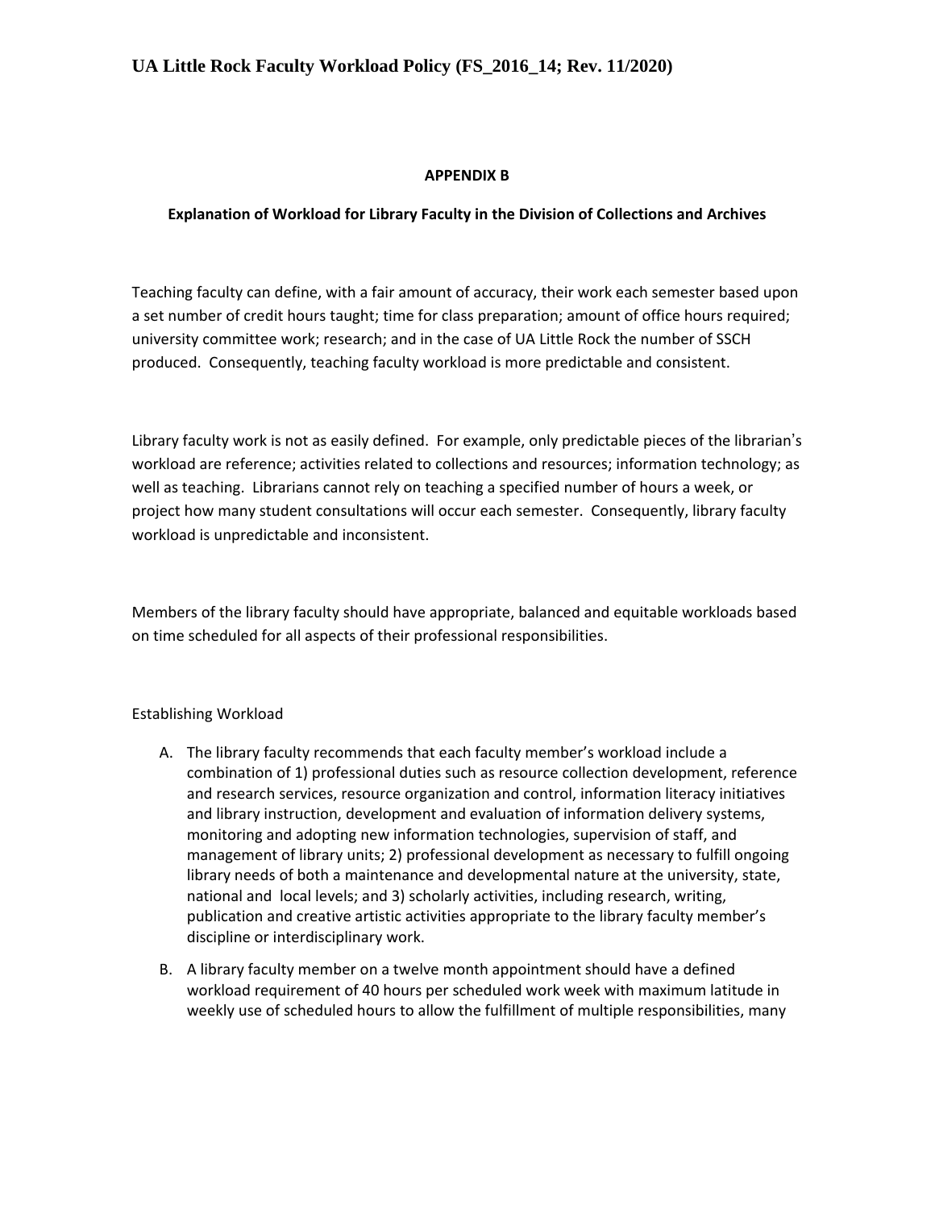## APPENDIX B

### Explanation of Workload for Library Faculty in the Division of Collections and Archives

Teaching faculty can define, with a fair amount of accuracy, their work each semester based upon a set number of credit hours taught; time for class preparation; amount of office hours required; university committee work; research; and in the case of UA Little Rock the number of SSCH produced. Consequently, teaching faculty workload is more predictable and consistent.

Library faculty work is not as easily defined. For example, only predictable pieces of the librarian's workload are reference; activities related to collections and resources; information technology; as well as teaching. Librarians cannot rely on teaching a specified number of hours a week, or project how many student consultations will occur each semester. Consequently, library faculty workload is unpredictable and inconsistent.

Members of the library faculty should have appropriate, balanced and equitable workloads based on time scheduled for all aspects of their professional responsibilities.

Establishing Workload

A. The library faculty recommends that each faculty member's workload include a combination of 1) professional duties such as resource collection development, reference and research services, resource organization and control, information literacy initiatives and library instruction, development and evaluation of information delivery systems, monitoring and adopting new information technologies, supervision of staff, and management of library units; 2) professional development as necessary to fulfill ongoing library needs of both a maintenance and developmental nature at the university, state, national and local levels; and 3) scholarly activities, including research, writing, publication and creative artistic activities appropriate to the library faculty member's discipline or interdisciplinary work.

B. A library faculty member on a twelve month appointment should have a defined workload requirement of 40 hours per scheduled work week with maximum latitude in weekly use of scheduled hours to allow the fulfillment of multiple responsibilities, many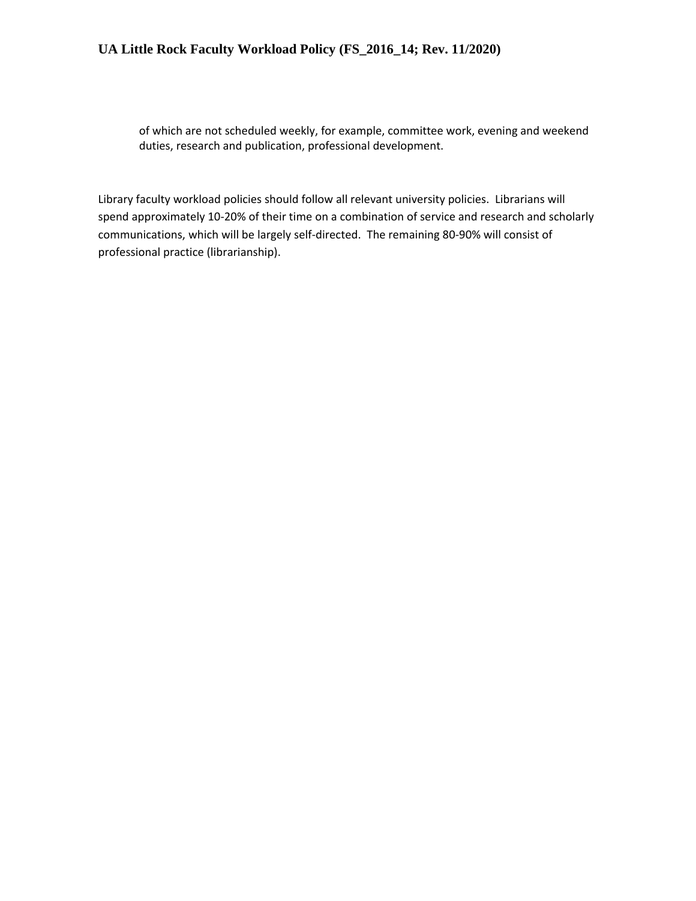of which are not scheduled weekly, for example, committee work, evening and weekend duties, research and publication, professional development.

Library faculty workload policies should follow all relevant university policies. Librarians will spend approximately 10-20% of their time on a combination of service and research and scholarly communications, which will be largely self-directed. The remaining 80-90% will consist of professional practice (librarianship).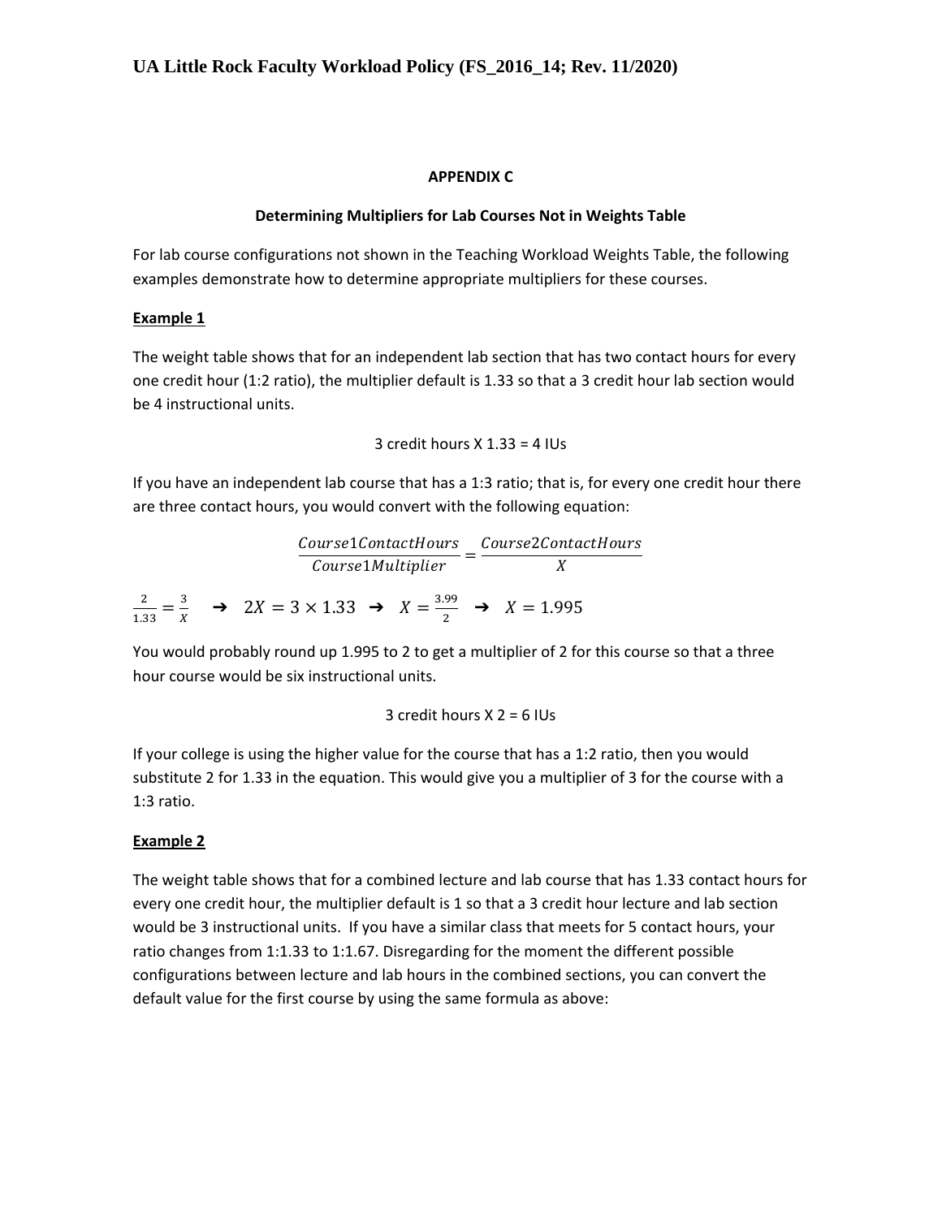## APPENDIX C

### Determining Multipliers for Lab Courses Not in Weights Table

For lab course configurations not shown in the Teaching Workload Weights Table, the following examples demonstrate how to determine appropriate multipliers for these courses.

**Example 1**

The weight table shows that for an independent lab section that has two contact hours for every one credit hour (1:2 ratio), the multiplier default is 1.33 so that a 3 credit hour lab section would be 4 instructional units.

3 credit hours X 1.33 = 4 IUs

If you have an independent lab course that has a 1:3 ratio; that is, for every one credit hour there are three contact hours, you would convert with the following equation:

$$\frac{Course1ContactHours}{Course1Multiplier} = \frac{Course2ContactHours}{X}$$

$\frac{2}{1.33} = \frac{3}{X}$ ➔ $2X = 3 \times 1.33$ ➔ $X = \frac{3.99}{2}$ ➔ $X = 1.995$

You would probably round up 1.995 to 2 to get a multiplier of 2 for this course so that a three hour course would be six instructional units.

3 credit hours X 2 = 6 IUs

If your college is using the higher value for the course that has a 1:2 ratio, then you would substitute 2 for 1.33 in the equation. This would give you a multiplier of 3 for the course with a 1:3 ratio.

**Example 2**

The weight table shows that for a combined lecture and lab course that has 1.33 contact hours for every one credit hour, the multiplier default is 1 so that a 3 credit hour lecture and lab section would be 3 instructional units. If you have a similar class that meets for 5 contact hours, your ratio changes from 1:1.33 to 1:1.67. Disregarding for the moment the different possible configurations between lecture and lab hours in the combined sections, you can convert the default value for the first course by using the same formula as above: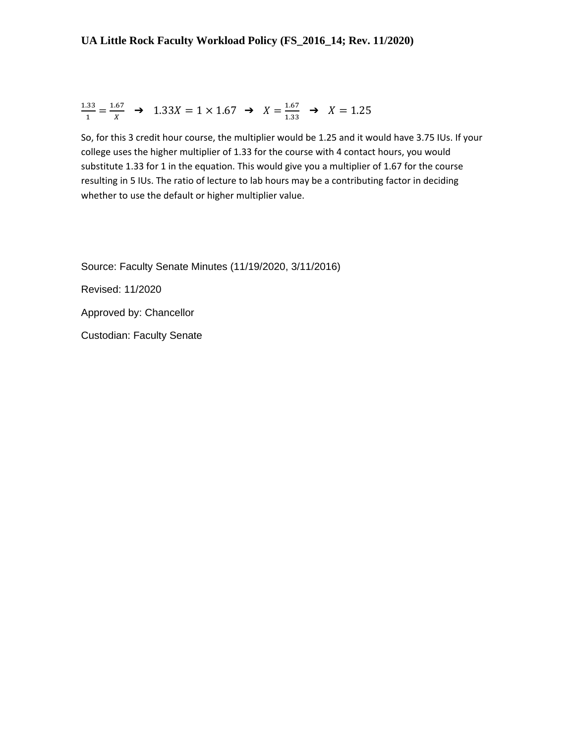$$\frac{1.33}{1} = \frac{1.67}{X} \;\; ➔ \;\; 1.33X = 1 \times 1.67 \;\; ➔ \;\; X = \frac{1.67}{1.33} \;\; ➔ \;\; X = 1.25$$

So, for this 3 credit hour course, the multiplier would be 1.25 and it would have 3.75 IUs. If your college uses the higher multiplier of 1.33 for the course with 4 contact hours, you would substitute 1.33 for 1 in the equation. This would give you a multiplier of 1.67 for the course resulting in 5 IUs. The ratio of lecture to lab hours may be a contributing factor in deciding whether to use the default or higher multiplier value.

Source: Faculty Senate Minutes (11/19/2020, 3/11/2016)

Revised: 11/2020

Approved by: Chancellor

Custodian: Faculty Senate